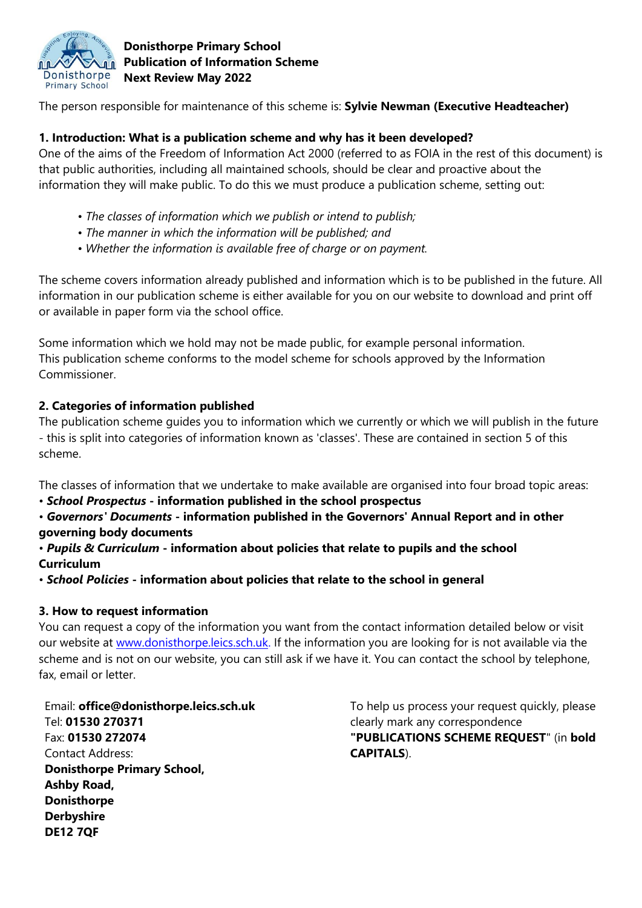# Donisthorpe Primary School
## Publication of Information Scheme
**Next Review May 2022**

The person responsible for maintenance of this scheme is: **Sylvie Newman (Executive Headteacher)**

### 1. Introduction: What is a publication scheme and why has it been developed?

One of the aims of the Freedom of Information Act 2000 (referred to as FOIA in the rest of this document) is that public authorities, including all maintained schools, should be clear and proactive about the information they will make public. To do this we must produce a publication scheme, setting out:

- *The classes of information which we publish or intend to publish;*
- *The manner in which the information will be published; and*
- *Whether the information is available free of charge or on payment.*

The scheme covers information already published and information which is to be published in the future. All information in our publication scheme is either available for you on our website to download and print off or available in paper form via the school office.

Some information which we hold may not be made public, for example personal information.
This publication scheme conforms to the model scheme for schools approved by the Information Commissioner.

### 2. Categories of information published

The publication scheme guides you to information which we currently or which we will publish in the future - this is split into categories of information known as 'classes'. These are contained in section 5 of this scheme.

The classes of information that we undertake to make available are organised into four broad topic areas:

- ***School Prospectus*** **- information published in the school prospectus**
- ***Governors' Documents*** **- information published in the Governors' Annual Report and in other governing body documents**
- ***Pupils & Curriculum*** **- information about policies that relate to pupils and the school Curriculum**
- ***School Policies*** **- information about policies that relate to the school in general**

### 3. How to request information

You can request a copy of the information you want from the contact information detailed below or visit our website at [www.donisthorpe.leics.sch.uk](http://www.donisthorpe.leics.sch.uk). If the information you are looking for is not available via the scheme and is not on our website, you can still ask if we have it. You can contact the school by telephone, fax, email or letter.

Email: **office@donisthorpe.leics.sch.uk**
Tel: **01530 270371**
Fax: **01530 272074**
Contact Address:
**Donisthorpe Primary School,**
**Ashby Road,**
**Donisthorpe**
**Derbyshire**
**DE12 7QF**

To help us process your request quickly, please clearly mark any correspondence **"PUBLICATIONS SCHEME REQUEST"** (in **bold CAPITALS**).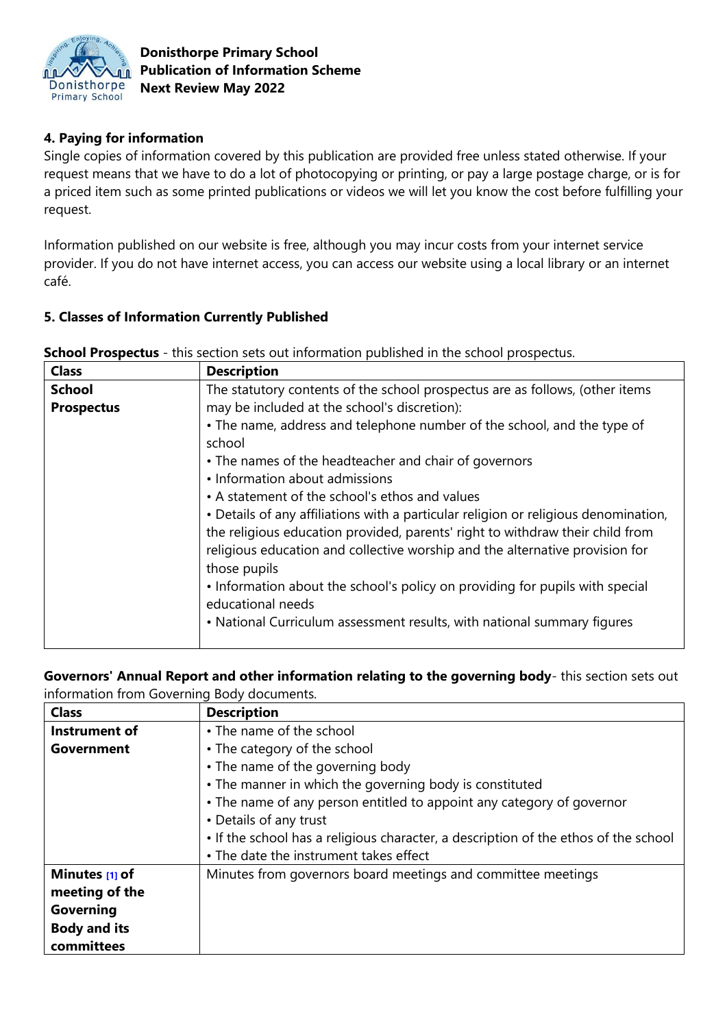## 4. Paying for information

Single copies of information covered by this publication are provided free unless stated otherwise. If your request means that we have to do a lot of photocopying or printing, or pay a large postage charge, or is for a priced item such as some printed publications or videos we will let you know the cost before fulfilling your request.

Information published on our website is free, although you may incur costs from your internet service provider. If you do not have internet access, you can access our website using a local library or an internet café.

## 5. Classes of Information Currently Published

**School Prospectus** - this section sets out information published in the school prospectus.

| Class | Description |
|---|---|
| **School Prospectus** | The statutory contents of the school prospectus are as follows, (other items may be included at the school's discretion):<br>• The name, address and telephone number of the school, and the type of school<br>• The names of the headteacher and chair of governors<br>• Information about admissions<br>• A statement of the school's ethos and values<br>• Details of any affiliations with a particular religion or religious denomination, the religious education provided, parents' right to withdraw their child from religious education and collective worship and the alternative provision for those pupils<br>• Information about the school's policy on providing for pupils with special educational needs<br>• National Curriculum assessment results, with national summary figures |

**Governors' Annual Report and other information relating to the governing body**- this section sets out information from Governing Body documents.

| Class | Description |
|---|---|
| **Instrument of Government** | • The name of the school<br>• The category of the school<br>• The name of the governing body<br>• The manner in which the governing body is constituted<br>• The name of any person entitled to appoint any category of governor<br>• Details of any trust<br>• If the school has a religious character, a description of the ethos of the school<br>• The date the instrument takes effect |
| **Minutes [1] of meeting of the Governing Body and its committees** | Minutes from governors board meetings and committee meetings |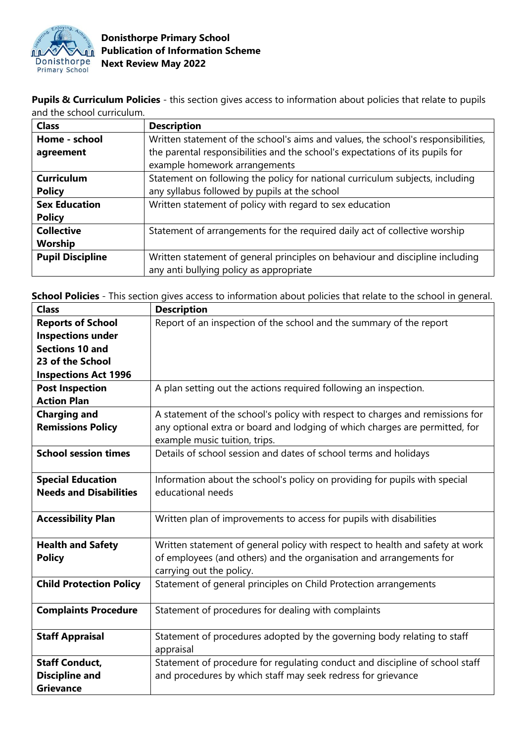**Pupils & Curriculum Policies** - this section gives access to information about policies that relate to pupils and the school curriculum.

| Class | Description |
|---|---|
| **Home - school agreement** | Written statement of the school's aims and values, the school's responsibilities, the parental responsibilities and the school's expectations of its pupils for example homework arrangements |
| **Curriculum Policy** | Statement on following the policy for national curriculum subjects, including any syllabus followed by pupils at the school |
| **Sex Education Policy** | Written statement of policy with regard to sex education |
| **Collective Worship** | Statement of arrangements for the required daily act of collective worship |
| **Pupil Discipline** | Written statement of general principles on behaviour and discipline including any anti bullying policy as appropriate |

**School Policies** - This section gives access to information about policies that relate to the school in general.

| Class | Description |
|---|---|
| **Reports of School Inspections under Sections 10 and 23 of the School Inspections Act 1996** | Report of an inspection of the school and the summary of the report |
| **Post Inspection Action Plan** | A plan setting out the actions required following an inspection. |
| **Charging and Remissions Policy** | A statement of the school's policy with respect to charges and remissions for any optional extra or board and lodging of which charges are permitted, for example music tuition, trips. |
| **School session times** | Details of school session and dates of school terms and holidays |
| **Special Education Needs and Disabilities** | Information about the school's policy on providing for pupils with special educational needs |
| **Accessibility Plan** | Written plan of improvements to access for pupils with disabilities |
| **Health and Safety Policy** | Written statement of general policy with respect to health and safety at work of employees (and others) and the organisation and arrangements for carrying out the policy. |
| **Child Protection Policy** | Statement of general principles on Child Protection arrangements |
| **Complaints Procedure** | Statement of procedures for dealing with complaints |
| **Staff Appraisal** | Statement of procedures adopted by the governing body relating to staff appraisal |
| **Staff Conduct, Discipline and Grievance** | Statement of procedure for regulating conduct and discipline of school staff and procedures by which staff may seek redress for grievance |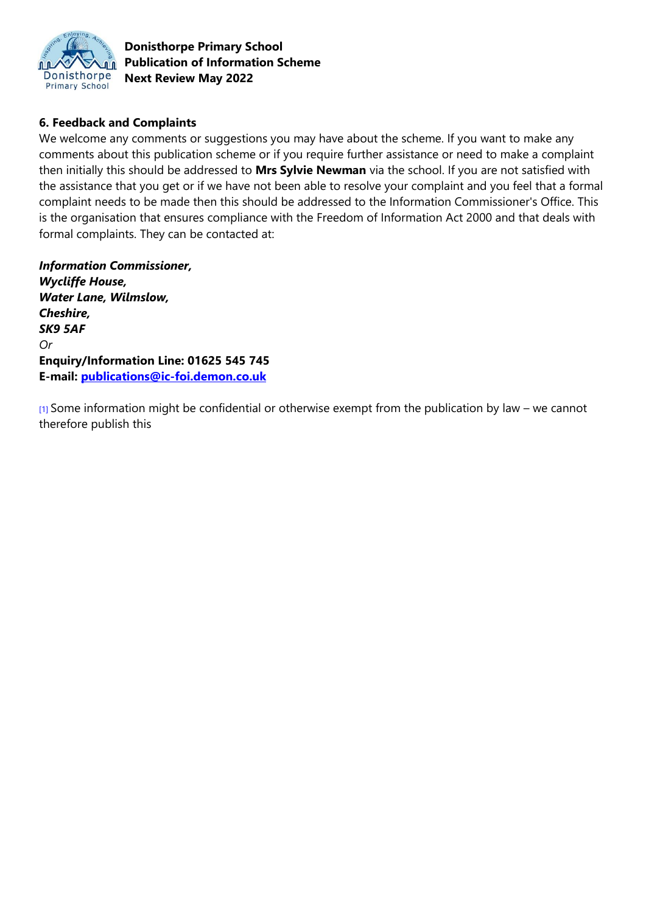## 6. Feedback and Complaints

We welcome any comments or suggestions you may have about the scheme. If you want to make any comments about this publication scheme or if you require further assistance or need to make a complaint then initially this should be addressed to **Mrs Sylvie Newman** via the school. If you are not satisfied with the assistance that you get or if we have not been able to resolve your complaint and you feel that a formal complaint needs to be made then this should be addressed to the Information Commissioner's Office. This is the organisation that ensures compliance with the Freedom of Information Act 2000 and that deals with formal complaints. They can be contacted at:

***Information Commissioner,***
***Wycliffe House,***
***Water Lane, Wilmslow,***
***Cheshire,***
***SK9 5AF***
*Or*
**Enquiry/Information Line: 01625 545 745**
**E-mail: publications@ic-foi.demon.co.uk**

[1] Some information might be confidential or otherwise exempt from the publication by law – we cannot therefore publish this